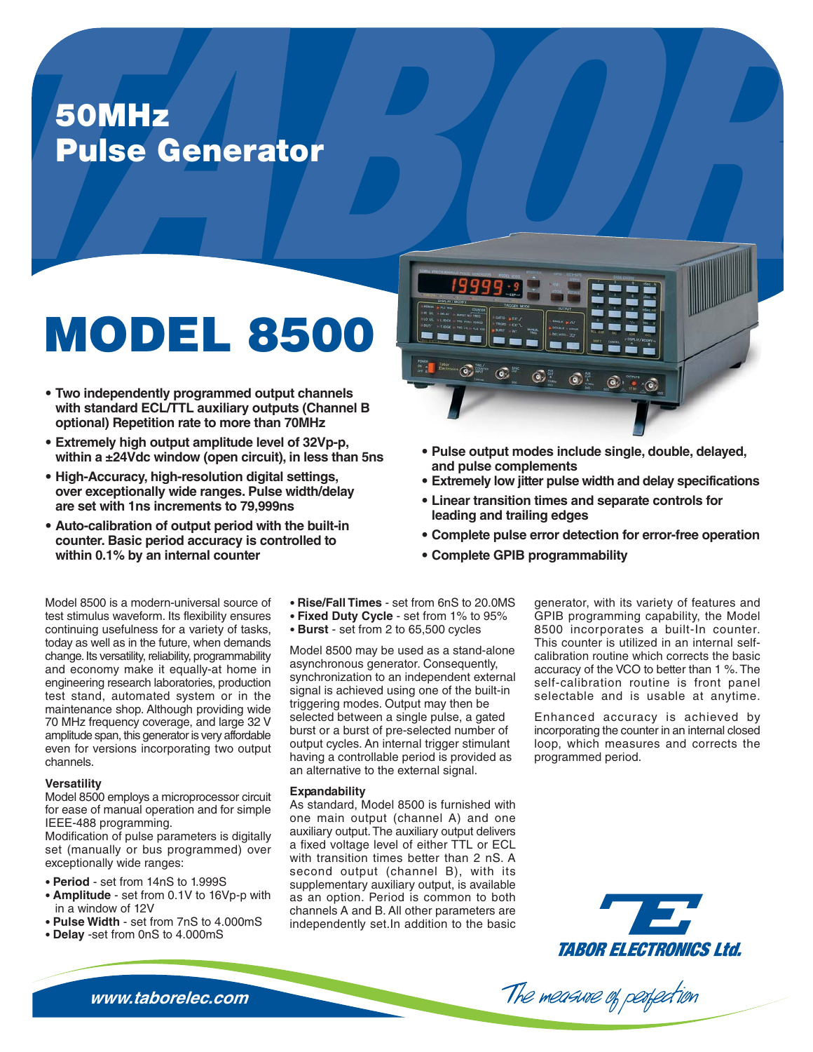# 50MHz Pulse Generator

# MODEL 8500

- **Two independently programmed output channels with standard ECL/TTL auxiliary outputs (Channel B optional) Repetition rate to more than 70MHz**
- **Extremely high output amplitude level of 32Vp-p, within a ±24Vdc window (open circuit), in less than 5ns**
- **High-Accuracy, high-resolution digital settings, over exceptionally wide ranges. Pulse width/delay are set with 1ns increments to 79,999ns**
- **Auto-calibration of output period with the built-in counter. Basic period accuracy is controlled to within 0.1% by an internal counter**
- **Pulse output modes include single, double, delayed, and pulse complements**
- **Extremely low jitter pulse width and delay specifications**
- **Linear transition times and separate controls for leading and trailing edges**
- **Complete pulse error detection for error-free operation**
- **Complete GPIB programmability**

Model 8500 is a modern-universal source of test stimulus waveform. Its flexibility ensures continuing usefulness for a variety of tasks, today as well as in the future, when demands change. Its versatility, reliability, programmability and economy make it equally-at home in engineering research laboratories, production test stand, automated system or in the maintenance shop. Although providing wide 70 MHz frequency coverage, and large 32 V amplitude span, this generator is very affordable even for versions incorporating two output channels.

**Versatility**

Model 8500 employs a microprocessor circuit for ease of manual operation and for simple IEEE-488 programming.

Modification of pulse parameters is digitally set (manually or bus programmed) over exceptionally wide ranges:

- **Period** - set from 14nS to 1.999S
- **Amplitude** - set from 0.1V to 16Vp-p with in a window of 12V
- **Pulse Width** - set from 7nS to 4.000mS
- **Delay** -set from 0nS to 4.000mS
- **Rise/Fall Times** - set from 6nS to 20.0MS
- **Fixed Duty Cycle** - set from 1% to 95%
- **Burst** - set from 2 to 65,500 cycles

Model 8500 may be used as a stand-alone asynchronous generator. Consequently, synchronization to an independent external signal is achieved using one of the built-in triggering modes. Output may then be selected between a single pulse, a gated burst or a burst of pre-selected number of output cycles. An internal trigger stimulant having a controllable period is provided as an alternative to the external signal.

**Expandability**

As standard, Model 8500 is furnished with one main output (channel A) and one auxiliary output. The auxiliary output delivers a fixed voltage level of either TTL or ECL with transition times better than 2 nS. A second output (channel B), with its supplementary auxiliary output, is available as an option. Period is common to both channels A and B. All other parameters are independently set.In addition to the basic generator, with its variety of features and GPIB programming capability, the Model 8500 incorporates a built-In counter. This counter is utilized in an internal self-calibration routine which corrects the basic accuracy of the VCO to better than 1 %. The self-calibration routine is front panel selectable and is usable at anytime.

Enhanced accuracy is achieved by incorporating the counter in an internal closed loop, which measures and corrects the programmed period.

TABOR ELECTRONICS Ltd.

*The measure of perfection*

*www.taborelec.com*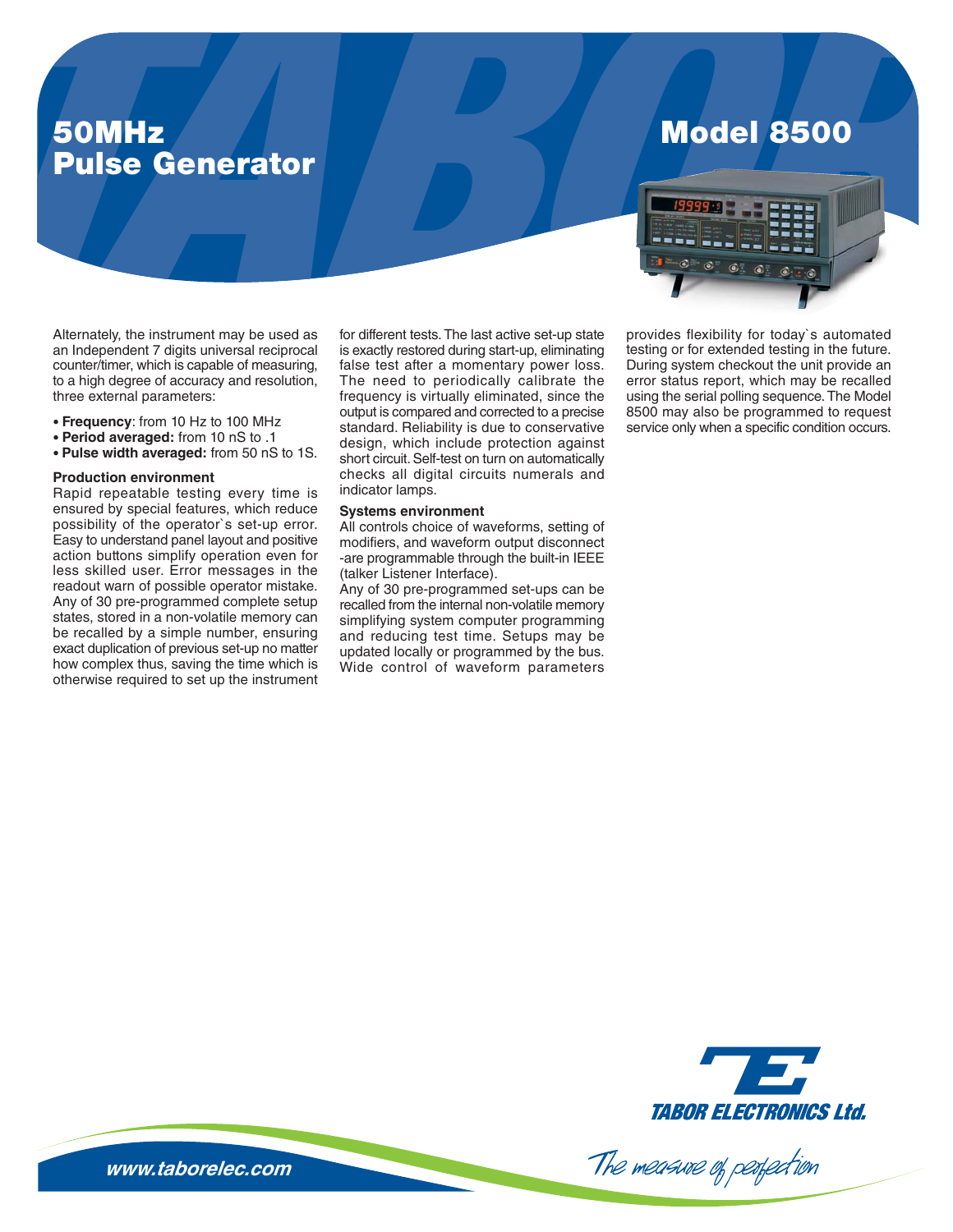# 50MHz Pulse Generator

## Model 8500

Alternately, the instrument may be used as an Independent 7 digits universal reciprocal counter/timer, which is capable of measuring, to a high degree of accuracy and resolution, three external parameters:

- **Frequency**: from 10 Hz to 100 MHz
- **Period averaged:** from 10 nS to .1
- **Pulse width averaged:** from 50 nS to 1S.

### Production environment

Rapid repeatable testing every time is ensured by special features, which reduce possibility of the operator`s set-up error. Easy to understand panel layout and positive action buttons simplify operation even for less skilled user. Error messages in the readout warn of possible operator mistake. Any of 30 pre-programmed complete setup states, stored in a non-volatile memory can be recalled by a simple number, ensuring exact duplication of previous set-up no matter how complex thus, saving the time which is otherwise required to set up the instrument for different tests. The last active set-up state is exactly restored during start-up, eliminating false test after a momentary power loss. The need to periodically calibrate the frequency is virtually eliminated, since the output is compared and corrected to a precise standard. Reliability is due to conservative design, which include protection against short circuit. Self-test on turn on automatically checks all digital circuits numerals and indicator lamps.

### Systems environment

All controls choice of waveforms, setting of modifiers, and waveform output disconnect -are programmable through the built-in IEEE (talker Listener Interface).

Any of 30 pre-programmed set-ups can be recalled from the internal non-volatile memory simplifying system computer programming and reducing test time. Setups may be updated locally or programmed by the bus. Wide control of waveform parameters provides flexibility for today`s automated testing or for extended testing in the future. During system checkout the unit provide an error status report, which may be recalled using the serial polling sequence. The Model 8500 may also be programmed to request service only when a specific condition occurs.

TABOR ELECTRONICS Ltd.

The measure of perfection

www.taborelec.com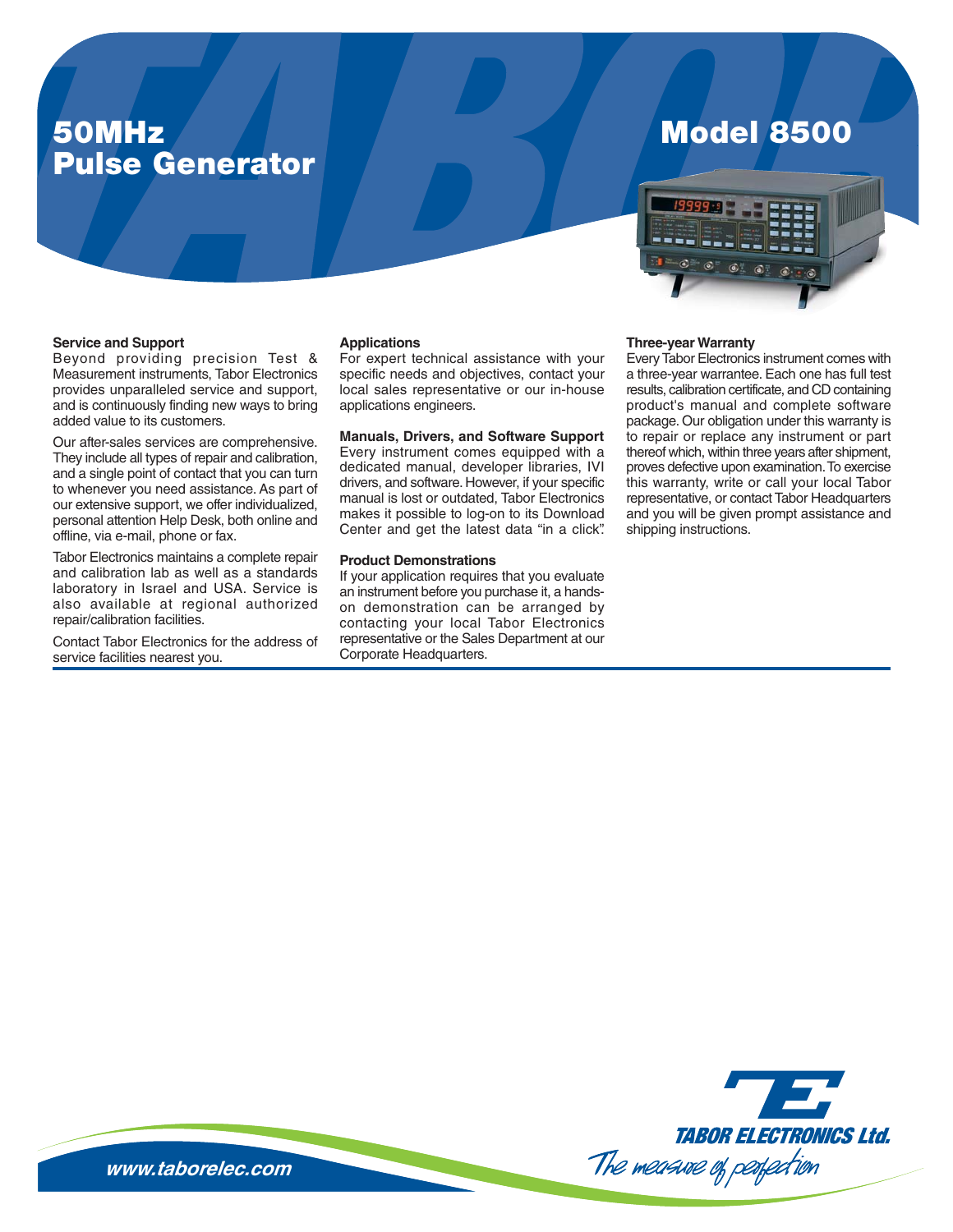# 50MHz Pulse Generator

# Model 8500

### Service and Support

Beyond providing precision Test & Measurement instruments, Tabor Electronics provides unparalleled service and support, and is continuously finding new ways to bring added value to its customers.

Our after-sales services are comprehensive. They include all types of repair and calibration, and a single point of contact that you can turn to whenever you need assistance. As part of our extensive support, we offer individualized, personal attention Help Desk, both online and offline, via e-mail, phone or fax.

Tabor Electronics maintains a complete repair and calibration lab as well as a standards laboratory in Israel and USA. Service is also available at regional authorized repair/calibration facilities.

Contact Tabor Electronics for the address of service facilities nearest you.

### Applications

For expert technical assistance with your specific needs and objectives, contact your local sales representative or our in-house applications engineers.

### Manuals, Drivers, and Software Support

Every instrument comes equipped with a dedicated manual, developer libraries, IVI drivers, and software. However, if your specific manual is lost or outdated, Tabor Electronics makes it possible to log-on to its Download Center and get the latest data "in a click".

### Product Demonstrations

If your application requires that you evaluate an instrument before you purchase it, a hands-on demonstration can be arranged by contacting your local Tabor Electronics representative or the Sales Department at our Corporate Headquarters.

### Three-year Warranty

Every Tabor Electronics instrument comes with a three-year warrantee. Each one has full test results, calibration certificate, and CD containing product's manual and complete software package. Our obligation under this warranty is to repair or replace any instrument or part thereof which, within three years after shipment, proves defective upon examination. To exercise this warranty, write or call your local Tabor representative, or contact Tabor Headquarters and you will be given prompt assistance and shipping instructions.

TABOR ELECTRONICS Ltd.

*The measure of perfection*

www.taborelec.com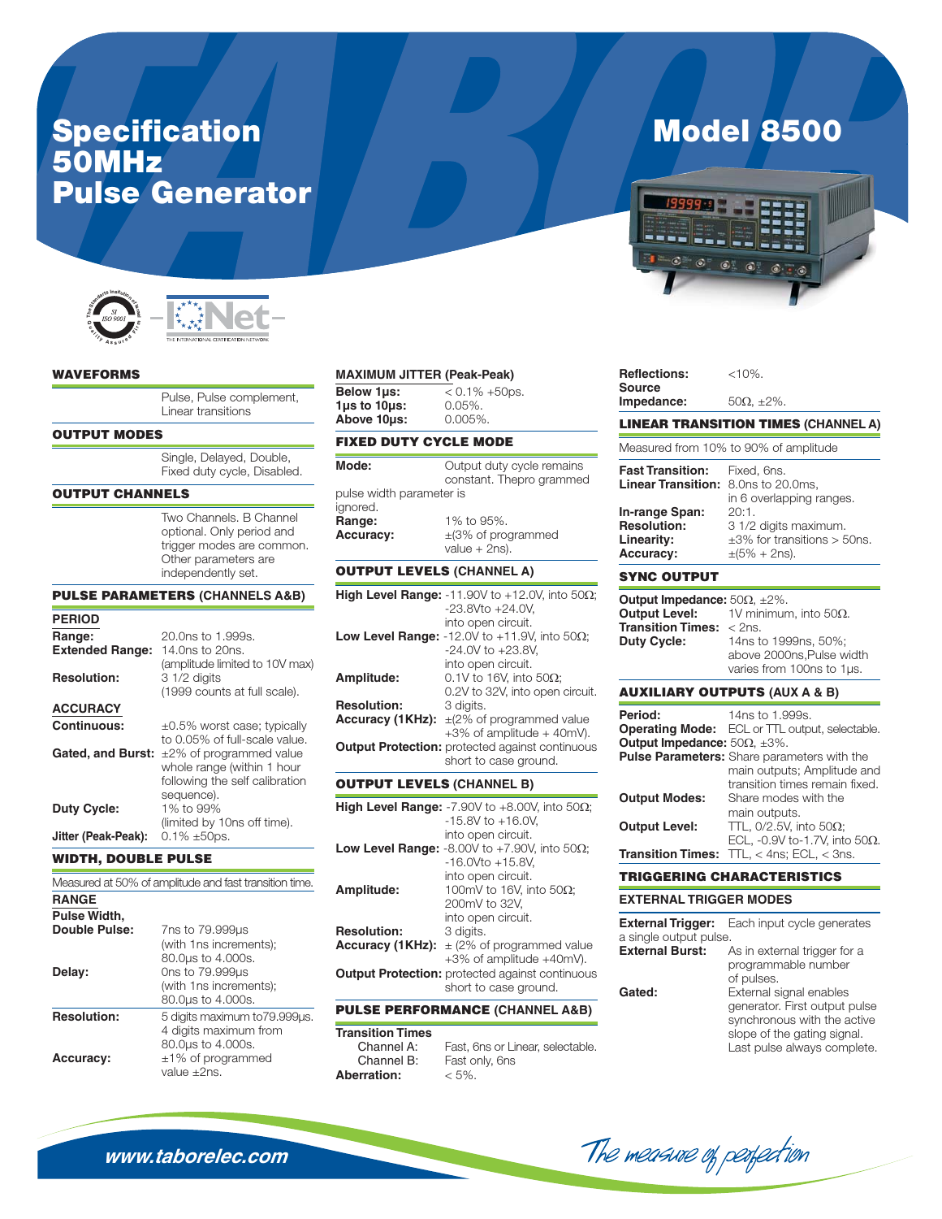# Specification 50MHz Pulse Generator

# Model 8500

## WAVEFORMS

Pulse, Pulse complement, Linear transitions

## OUTPUT MODES

Single, Delayed, Double, Fixed duty cycle, Disabled.

## OUTPUT CHANNELS

Two Channels. B Channel optional. Only period and trigger modes are common. Other parameters are independently set.

## PULSE PARAMETERS (CHANNELS A&B)

### PERIOD

**Range:** 20.0ns to 1.999s.
**Extended Range:** 14.0ns to 20ns. (amplitude limited to 10V max)
**Resolution:** 3 1/2 digits (1999 counts at full scale).

### ACCURACY

**Continuous:** ±0.5% worst case; typically to 0.05% of full-scale value.
**Gated, and Burst:** ±2% of programmed value whole range (within 1 hour following the self calibration sequence).
**Duty Cycle:** 1% to 99% (limited by 10ns off time).
**Jitter (Peak-Peak):** 0.1% ±50ps.

## WIDTH, DOUBLE PULSE

Measured at 50% of amplitude and fast transition time.

### RANGE

**Pulse Width, Double Pulse:** 7ns to 79.999μs (with 1ns increments); 80.0μs to 4.000s.
**Delay:** 0ns to 79.999μs (with 1ns increments); 80.0μs to 4.000s.
**Resolution:** 5 digits maximum to79.999μs. 4 digits maximum from 80.0μs to 4.000s.
**Accuracy:** ±1% of programmed value ±2ns.

## MAXIMUM JITTER (Peak-Peak)

**Below 1μs:** < 0.1% +50ps.
**1μs to 10μs:** 0.05%.
**Above 10μs:** 0.005%.

## FIXED DUTY CYCLE MODE

**Mode:** Output duty cycle remains constant. Thepro grammed pulse width parameter is ignored.
**Range:** 1% to 95%.
**Accuracy:** ±(3% of programmed value + 2ns).

## OUTPUT LEVELS (CHANNEL A)

**High Level Range:** -11.90V to +12.0V, into 50Ω; -23.8Vto +24.0V, into open circuit.
**Low Level Range:** -12.0V to +11.9V, into 50Ω; -24.0V to +23.8V, into open circuit.
**Amplitude:** 0.1V to 16V, into 50Ω; 0.2V to 32V, into open circuit.
**Resolution:** 3 digits.
**Accuracy (1KHz):** ±(2% of programmed value +3% of amplitude + 40mV).
**Output Protection:** protected against continuous short to case ground.

## OUTPUT LEVELS (CHANNEL B)

**High Level Range:** -7.90V to +8.00V, into 50Ω; -15.8V to +16.0V, into open circuit.
**Low Level Range:** -8.00V to +7.90V, into 50Ω; -16.0Vto +15.8V, into open circuit.
**Amplitude:** 100mV to 16V, into 50Ω; 200mV to 32V, into open circuit.
**Resolution:** 3 digits.
**Accuracy (1KHz):** ± (2% of programmed value +3% of amplitude +40mV).
**Output Protection:** protected against continuous short to case ground.

## PULSE PERFORMANCE (CHANNEL A&B)

**Transition Times**
Channel A: Fast, 6ns or Linear, selectable.
Channel B: Fast only, 6ns
**Aberration:** < 5%.
**Reflections:** <10%.
**Source Impedance:** 50Ω, ±2%.

## LINEAR TRANSITION TIMES (CHANNEL A)

Measured from 10% to 90% of amplitude

**Fast Transition:** Fixed, 6ns.
**Linear Transition:** 8.0ns to 20.0ms, in 6 overlapping ranges.
**In-range Span:** 20:1.
**Resolution:** 3 1/2 digits maximum.
**Linearity:** ±3% for transitions > 50ns.
**Accuracy:** ±(5% + 2ns).

## SYNC OUTPUT

**Output Impedance:** 50Ω, ±2%.
**Output Level:** 1V minimum, into 50Ω.
**Transition Times:** < 2ns.
**Duty Cycle:** 14ns to 1999ns, 50%; above 2000ns,Pulse width varies from 100ns to 1μs.

## AUXILIARY OUTPUTS (AUX A & B)

**Period:** 14ns to 1.999s.
**Operating Mode:** ECL or TTL output, selectable.
**Output Impedance:** 50Ω, ±3%.
**Pulse Parameters:** Share parameters with the main outputs; Amplitude and transition times remain fixed.
**Output Modes:** Share modes with the main outputs.
**Output Level:** TTL, 0/2.5V, into 50Ω; ECL, -0.9V to-1.7V, into 50Ω.
**Transition Times:** TTL, < 4ns; ECL, < 3ns.

## TRIGGERING CHARACTERISTICS

### EXTERNAL TRIGGER MODES

**External Trigger:** Each input cycle generates a single output pulse.
**External Burst:** As in external trigger for a programmable number of pulses.
**Gated:** External signal enables generator. First output pulse synchronous with the active slope of the gating signal. Last pulse always complete.

*www.taborelec.com*

The measure of perfection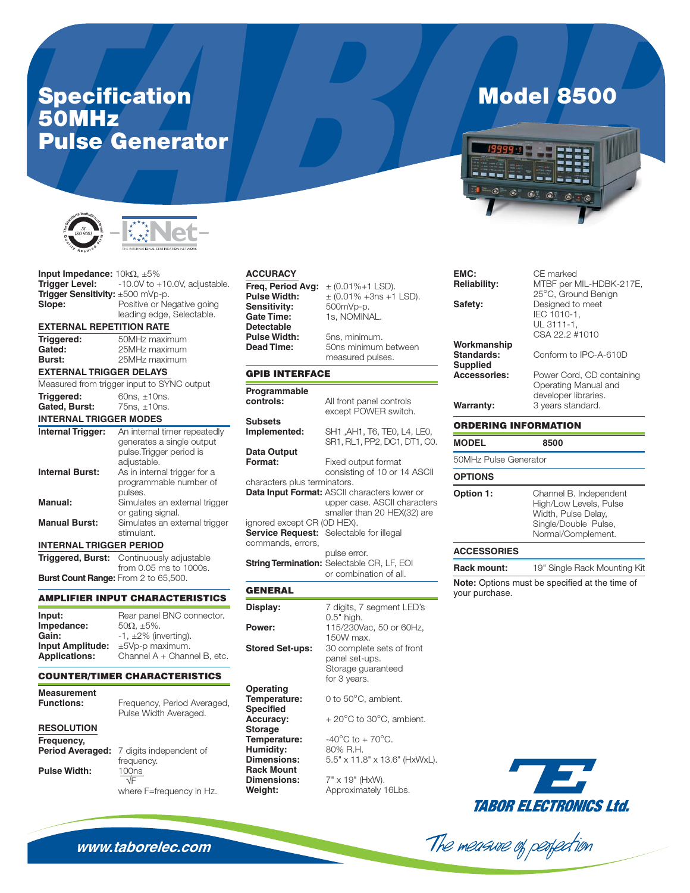# Specification 50MHz Pulse Generator

# Model 8500

**Input Impedance:** 10kΩ, ±5%
**Trigger Level:** -10.0V to +10.0V, adjustable.
**Trigger Sensitivity:** ±500 mVp-p.
**Slope:** Positive or Negative going leading edge, Selectable.

### EXTERNAL REPETITION RATE

**Triggered:** 50MHz maximum
**Gated:** 25MHz maximum
**Burst:** 25MHz maximum

### EXTERNAL TRIGGER DELAYS

Measured from trigger input to SYNC output

**Triggered:** 60ns, ±10ns.
**Gated, Burst:** 75ns, ±10ns.

### INTERNAL TRIGGER MODES

**Internal Trigger:** An internal timer repeatedly generates a single output pulse.Trigger period is adjustable.
**Internal Burst:** As in internal trigger for a programmable number of pulses.
**Manual:** Simulates an external trigger or gating signal.
**Manual Burst:** Simulates an external trigger stimulant.

### INTERNAL TRIGGER PERIOD

**Triggered, Burst:** Continuously adjustable from 0.05 ms to 1000s.
**Burst Count Range:** From 2 to 65,500.

## AMPLIFIER INPUT CHARACTERISTICS

**Input:** Rear panel BNC connector.
**Impedance:** 50Ω, ±5%.
**Gain:** -1, ±2% (inverting).
**Input Amplitude:** ±5Vp-p maximum.
**Applications:** Channel A + Channel B, etc.

## COUNTER/TIMER CHARACTERISTICS

**Measurement Functions:** Frequency, Period Averaged, Pulse Width Averaged.

### RESOLUTION

**Frequency, Period Averaged:** 7 digits independent of frequency.
**Pulse Width:** $\frac{100ns}{\sqrt{F}}$ where F=frequency in Hz.

### ACCURACY

**Freq, Period Avg:** ± (0.01%+1 LSD).
**Pulse Width:** ± (0.01% +3ns +1 LSD).
**Sensitivity:** 500mVp-p.
**Gate Time:** 1s, NOMINAL.
**Detectable Pulse Width:** 5ns, minimum.
**Dead Time:** 50ns minimum between measured pulses.

## GPIB INTERFACE

**Programmable controls:** All front panel controls except POWER switch.
**Subsets Implemented:** SH1 ,AH1, T6, TE0, L4, LE0, SR1, RL1, PP2, DC1, DT1, C0.
**Data Output Format:** Fixed output format consisting of 10 or 14 ASCII characters plus terminators.
**Data Input Format:** ASCII characters lower or upper case. ASCII characters smaller than 20 HEX(32) are ignored except CR (0D HEX).
**Service Request:** Selectable for illegal commands, errors, pulse error.
**String Termination:** Selectable CR, LF, EOI or combination of all.

## GENERAL

**Display:** 7 digits, 7 segment LED's 0.5" high.
**Power:** 115/230Vac, 50 or 60Hz, 150W max.
**Stored Set-ups:** 30 complete sets of front panel set-ups. Storage guaranteed for 3 years.
**Operating Temperature:** 0 to 50°C, ambient.
**Specified Accuracy:** + 20°C to 30°C, ambient.
**Storage Temperature:** -40°C to + 70°C.
**Humidity:** 80% R.H.
**Dimensions:** 5.5" x 11.8" x 13.6" (HxWxL).
**Rack Mount Dimensions:** 7" x 19" (HxW).
**Weight:** Approximately 16Lbs.

**EMC:** CE marked
**Reliability:** MTBF per MIL-HDBK-217E, 25°C, Ground Benign
**Safety:** Designed to meet IEC 1010-1, UL 3111-1, CSA 22.2 #1010
**Workmanship Standards:** Conform to IPC-A-610D
**Supplied Accessories:** Power Cord, CD containing Operating Manual and developer libraries.
**Warranty:** 3 years standard.

## ORDERING INFORMATION

| MODEL | 8500 |
|---|---|
| 50MHz Pulse Generator | |

### OPTIONS

| | |
|---|---|
| **Option 1:** | Channel B. Independent High/Low Levels, Pulse Width, Pulse Delay, Single/Double Pulse, Normal/Complement. |

### ACCESSORIES

| | |
|---|---|
| **Rack mount:** | 19" Single Rack Mounting Kit |

**Note:** Options must be specified at the time of your purchase.

TABOR ELECTRONICS Ltd.

The measure of perfection

www.taborelec.com